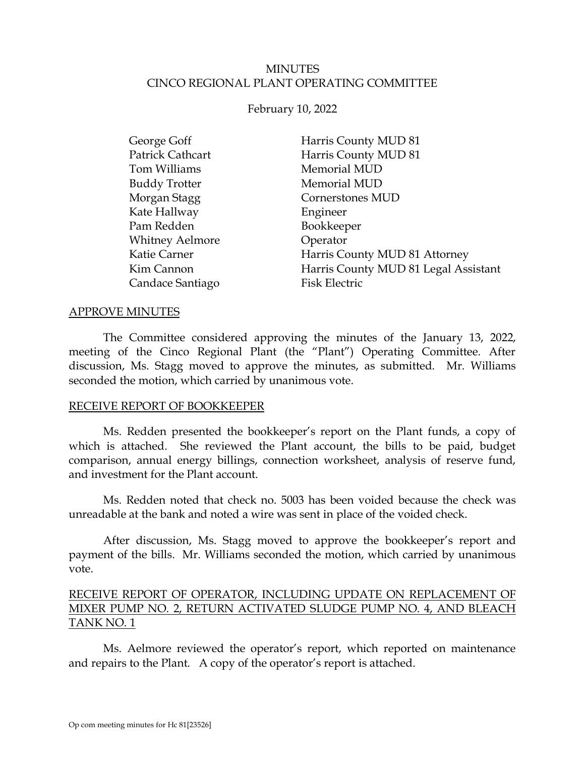# MINUTES
# CINCO REGIONAL PLANT OPERATING COMMITTEE

February 10, 2022

| | |
|---|---|
| George Goff | Harris County MUD 81 |
| Patrick Cathcart | Harris County MUD 81 |
| Tom Williams | Memorial MUD |
| Buddy Trotter | Memorial MUD |
| Morgan Stagg | Cornerstones MUD |
| Kate Hallway | Engineer |
| Pam Redden | Bookkeeper |
| Whitney Aelmore | Operator |
| Katie Carner | Harris County MUD 81 Attorney |
| Kim Cannon | Harris County MUD 81 Legal Assistant |
| Candace Santiago | Fisk Electric |

## APPROVE MINUTES

The Committee considered approving the minutes of the January 13, 2022, meeting of the Cinco Regional Plant (the "Plant") Operating Committee. After discussion, Ms. Stagg moved to approve the minutes, as submitted. Mr. Williams seconded the motion, which carried by unanimous vote.

## RECEIVE REPORT OF BOOKKEEPER

Ms. Redden presented the bookkeeper's report on the Plant funds, a copy of which is attached. She reviewed the Plant account, the bills to be paid, budget comparison, annual energy billings, connection worksheet, analysis of reserve fund, and investment for the Plant account.

Ms. Redden noted that check no. 5003 has been voided because the check was unreadable at the bank and noted a wire was sent in place of the voided check.

After discussion, Ms. Stagg moved to approve the bookkeeper's report and payment of the bills. Mr. Williams seconded the motion, which carried by unanimous vote.

## RECEIVE REPORT OF OPERATOR, INCLUDING UPDATE ON REPLACEMENT OF MIXER PUMP NO. 2, RETURN ACTIVATED SLUDGE PUMP NO. 4, AND BLEACH TANK NO. 1

Ms. Aelmore reviewed the operator's report, which reported on maintenance and repairs to the Plant. A copy of the operator's report is attached.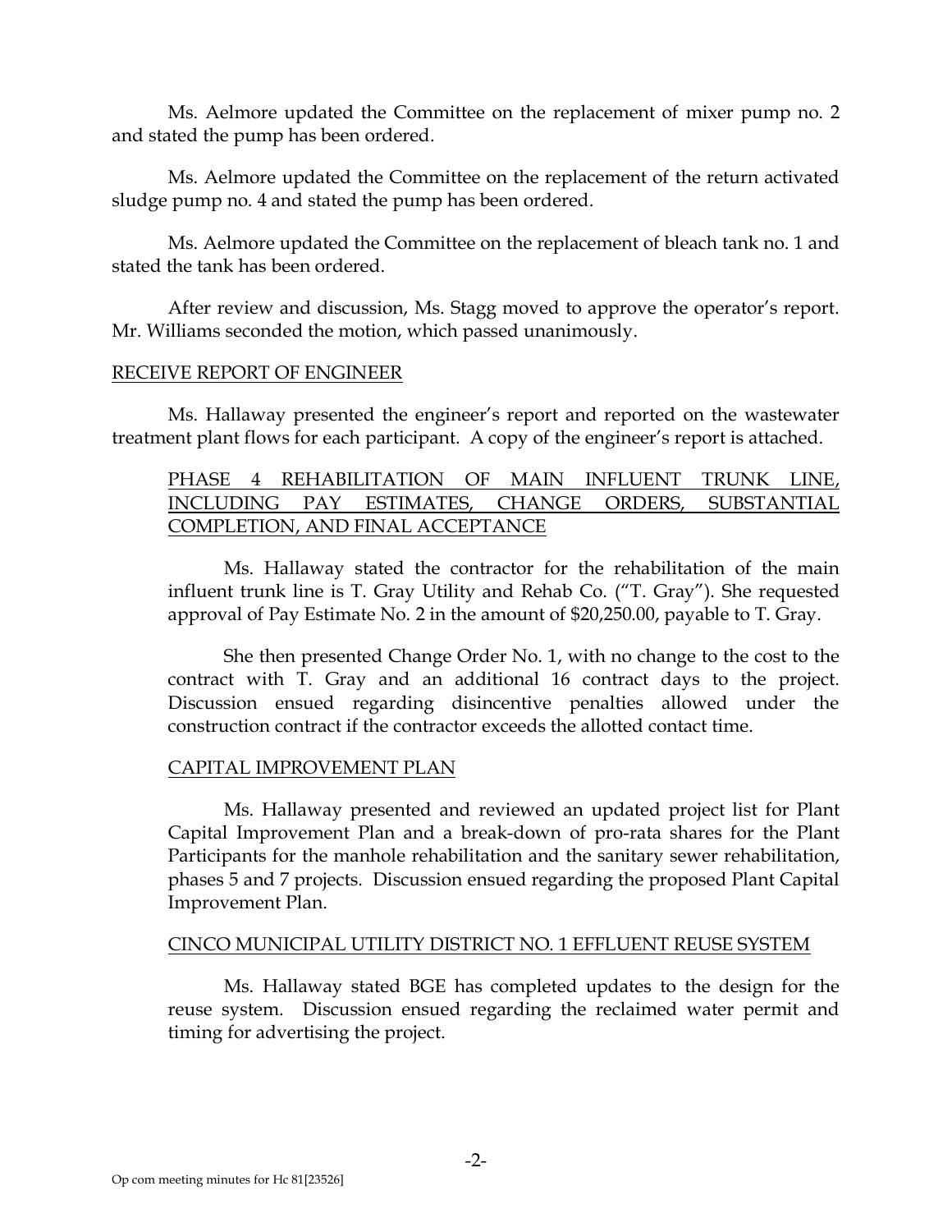Ms. Aelmore updated the Committee on the replacement of mixer pump no. 2 and stated the pump has been ordered.

Ms. Aelmore updated the Committee on the replacement of the return activated sludge pump no. 4 and stated the pump has been ordered.

Ms. Aelmore updated the Committee on the replacement of bleach tank no. 1 and stated the tank has been ordered.

After review and discussion, Ms. Stagg moved to approve the operator's report. Mr. Williams seconded the motion, which passed unanimously.

RECEIVE REPORT OF ENGINEER

Ms. Hallaway presented the engineer's report and reported on the wastewater treatment plant flows for each participant. A copy of the engineer's report is attached.

PHASE 4 REHABILITATION OF MAIN INFLUENT TRUNK LINE, INCLUDING PAY ESTIMATES, CHANGE ORDERS, SUBSTANTIAL COMPLETION, AND FINAL ACCEPTANCE

Ms. Hallaway stated the contractor for the rehabilitation of the main influent trunk line is T. Gray Utility and Rehab Co. ("T. Gray"). She requested approval of Pay Estimate No. 2 in the amount of $20,250.00, payable to T. Gray.

She then presented Change Order No. 1, with no change to the cost to the contract with T. Gray and an additional 16 contract days to the project. Discussion ensued regarding disincentive penalties allowed under the construction contract if the contractor exceeds the allotted contact time.

CAPITAL IMPROVEMENT PLAN

Ms. Hallaway presented and reviewed an updated project list for Plant Capital Improvement Plan and a break-down of pro-rata shares for the Plant Participants for the manhole rehabilitation and the sanitary sewer rehabilitation, phases 5 and 7 projects. Discussion ensued regarding the proposed Plant Capital Improvement Plan.

CINCO MUNICIPAL UTILITY DISTRICT NO. 1 EFFLUENT REUSE SYSTEM

Ms. Hallaway stated BGE has completed updates to the design for the reuse system. Discussion ensued regarding the reclaimed water permit and timing for advertising the project.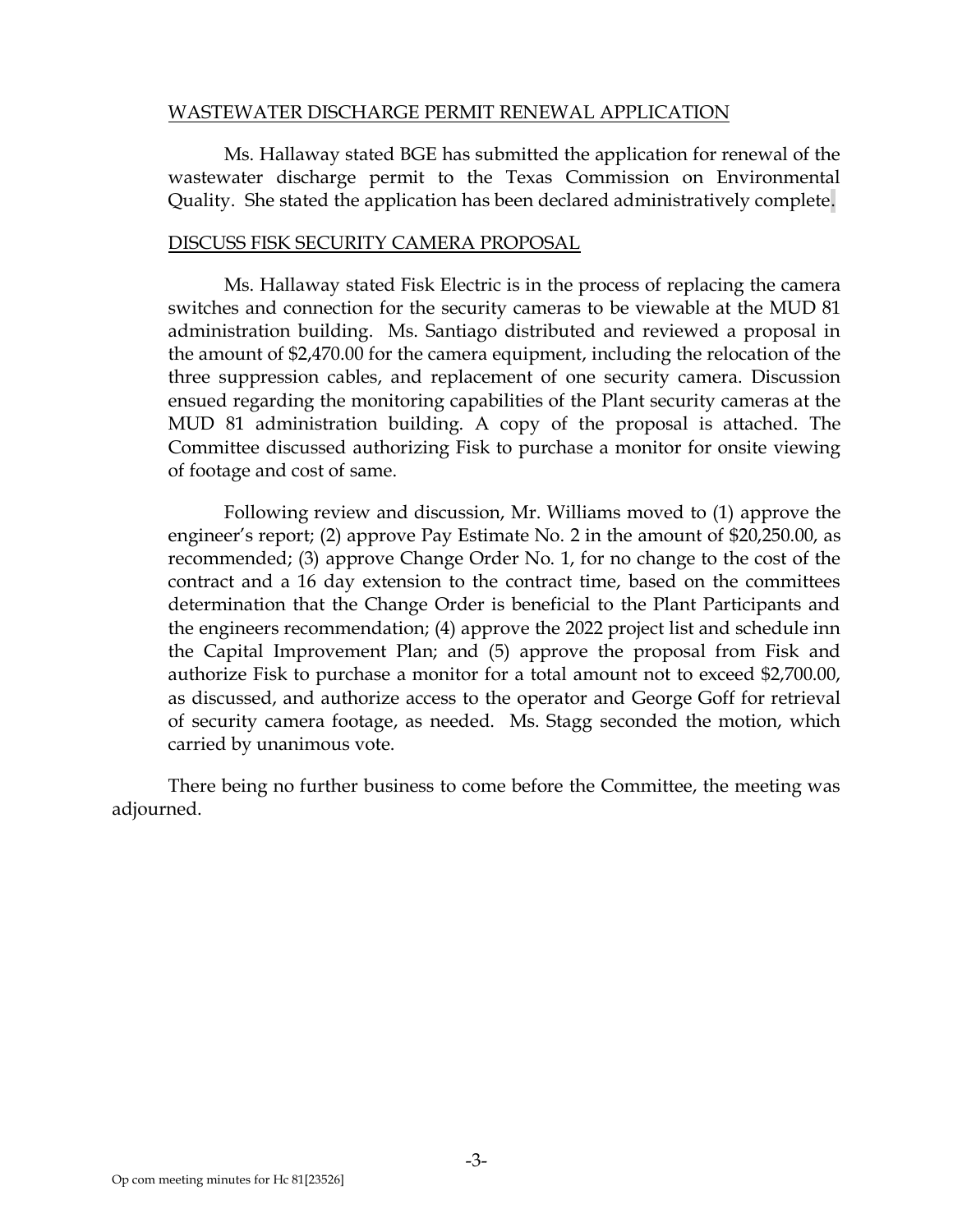<u>WASTEWATER DISCHARGE PERMIT RENEWAL APPLICATION</u>

Ms. Hallaway stated BGE has submitted the application for renewal of the wastewater discharge permit to the Texas Commission on Environmental Quality. She stated the application has been declared administratively complete.

<u>DISCUSS FISK SECURITY CAMERA PROPOSAL</u>

Ms. Hallaway stated Fisk Electric is in the process of replacing the camera switches and connection for the security cameras to be viewable at the MUD 81 administration building. Ms. Santiago distributed and reviewed a proposal in the amount of $2,470.00 for the camera equipment, including the relocation of the three suppression cables, and replacement of one security camera. Discussion ensued regarding the monitoring capabilities of the Plant security cameras at the MUD 81 administration building. A copy of the proposal is attached. The Committee discussed authorizing Fisk to purchase a monitor for onsite viewing of footage and cost of same.

Following review and discussion, Mr. Williams moved to (1) approve the engineer's report; (2) approve Pay Estimate No. 2 in the amount of $20,250.00, as recommended; (3) approve Change Order No. 1, for no change to the cost of the contract and a 16 day extension to the contract time, based on the committees determination that the Change Order is beneficial to the Plant Participants and the engineers recommendation; (4) approve the 2022 project list and schedule inn the Capital Improvement Plan; and (5) approve the proposal from Fisk and authorize Fisk to purchase a monitor for a total amount not to exceed $2,700.00, as discussed, and authorize access to the operator and George Goff for retrieval of security camera footage, as needed. Ms. Stagg seconded the motion, which carried by unanimous vote.

There being no further business to come before the Committee, the meeting was adjourned.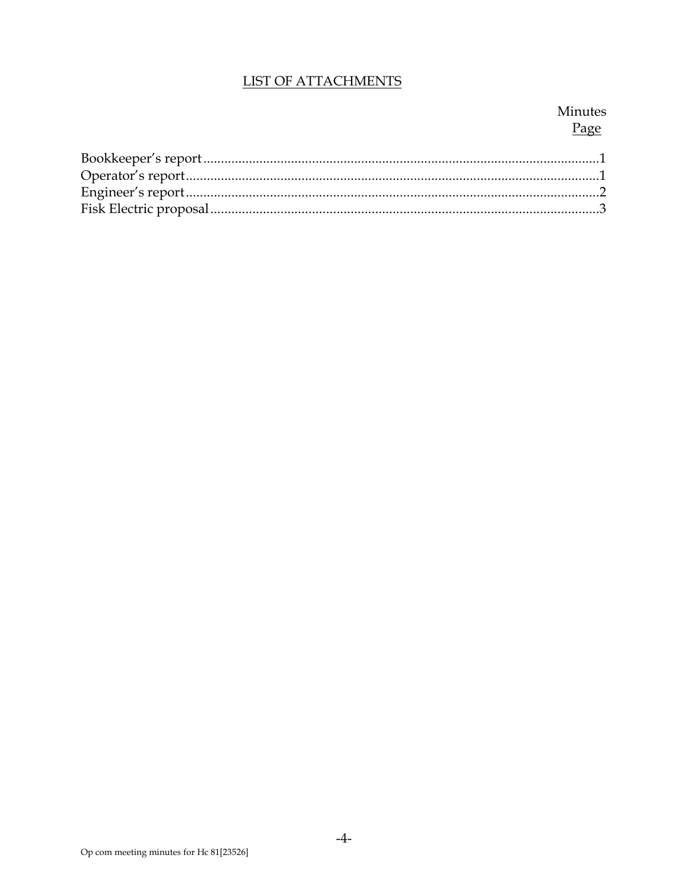## LIST OF ATTACHMENTS

| | Minutes Page |
|---|---|
| Bookkeeper's report | 1 |
| Operator's report | 1 |
| Engineer's report | 2 |
| Fisk Electric proposal | 3 |